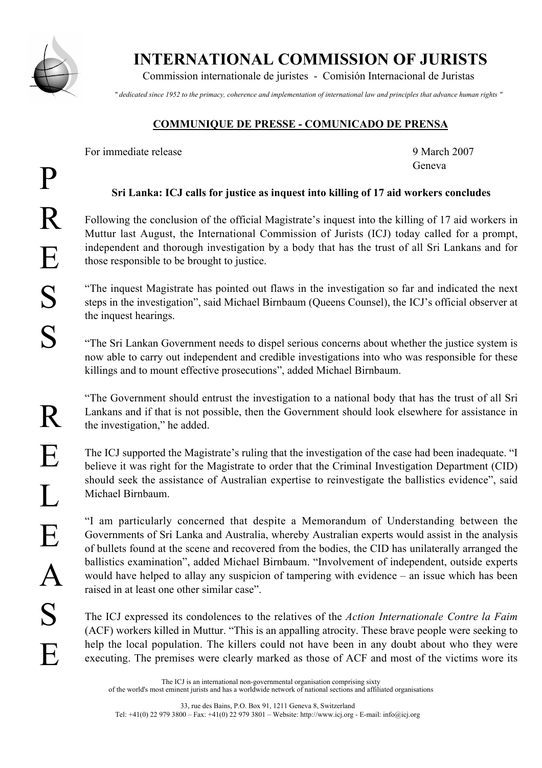# INTERNATIONAL COMMISSION OF JURISTS

Commission internationale de juristes - Comisión Internacional de Juristas

*" dedicated since 1952 to the primacy, coherence and implementation of international law and principles that advance human rights "*

**COMMUNIQUE DE PRESSE - COMUNICADO DE PRENSA**

PRESS RELEASE

For immediate release

9 March 2007
Geneva

**Sri Lanka: ICJ calls for justice as inquest into killing of 17 aid workers concludes**

Following the conclusion of the official Magistrate's inquest into the killing of 17 aid workers in Muttur last August, the International Commission of Jurists (ICJ) today called for a prompt, independent and thorough investigation by a body that has the trust of all Sri Lankans and for those responsible to be brought to justice.

"The inquest Magistrate has pointed out flaws in the investigation so far and indicated the next steps in the investigation", said Michael Birnbaum (Queens Counsel), the ICJ's official observer at the inquest hearings.

"The Sri Lankan Government needs to dispel serious concerns about whether the justice system is now able to carry out independent and credible investigations into who was responsible for these killings and to mount effective prosecutions", added Michael Birnbaum.

"The Government should entrust the investigation to a national body that has the trust of all Sri Lankans and if that is not possible, then the Government should look elsewhere for assistance in the investigation," he added.

The ICJ supported the Magistrate's ruling that the investigation of the case had been inadequate. "I believe it was right for the Magistrate to order that the Criminal Investigation Department (CID) should seek the assistance of Australian expertise to reinvestigate the ballistics evidence", said Michael Birnbaum.

"I am particularly concerned that despite a Memorandum of Understanding between the Governments of Sri Lanka and Australia, whereby Australian experts would assist in the analysis of bullets found at the scene and recovered from the bodies, the CID has unilaterally arranged the ballistics examination", added Michael Birnbaum. "Involvement of independent, outside experts would have helped to allay any suspicion of tampering with evidence – an issue which has been raised in at least one other similar case".

The ICJ expressed its condolences to the relatives of the *Action Internationale Contre la Faim* (ACF) workers killed in Muttur. "This is an appalling atrocity. These brave people were seeking to help the local population. The killers could not have been in any doubt about who they were executing. The premises were clearly marked as those of ACF and most of the victims wore its

The ICJ is an international non-governmental organisation comprising sixty
of the world's most eminent jurists and has a worldwide network of national sections and affiliated organisations

33, rue des Bains, P.O. Box 91, 1211 Geneva 8, Switzerland
Tel: +41(0) 22 979 3800 – Fax: +41(0) 22 979 3801 – Website: http://www.icj.org - E-mail: info@icj.org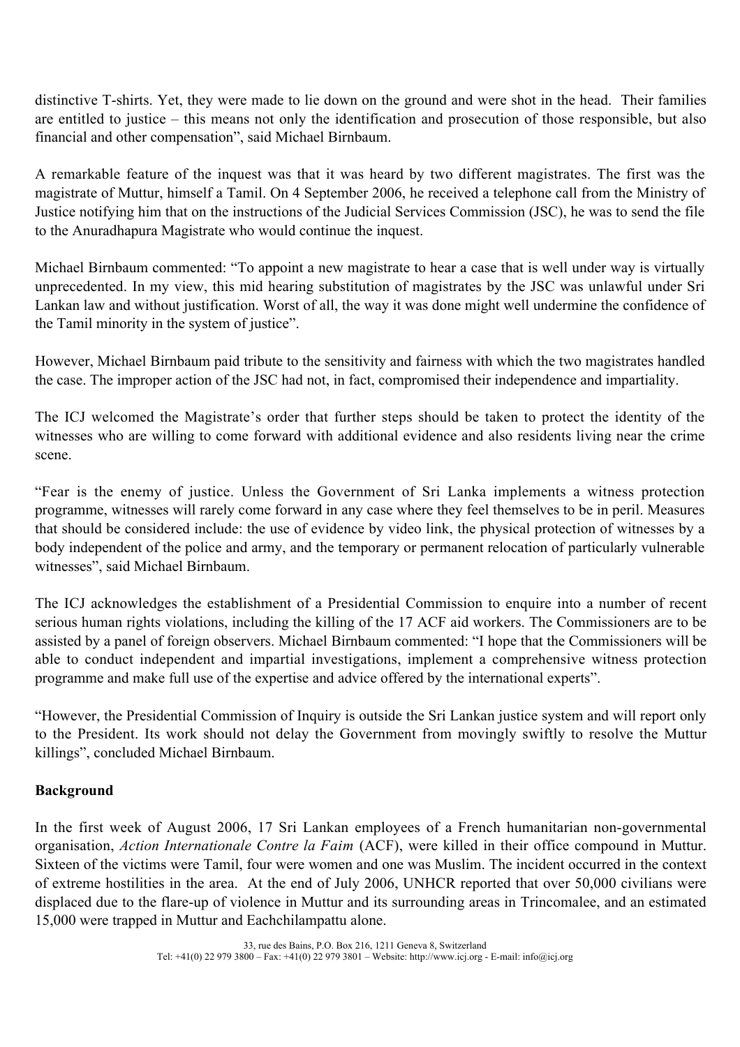distinctive T-shirts. Yet, they were made to lie down on the ground and were shot in the head. Their families are entitled to justice – this means not only the identification and prosecution of those responsible, but also financial and other compensation", said Michael Birnbaum.

A remarkable feature of the inquest was that it was heard by two different magistrates. The first was the magistrate of Muttur, himself a Tamil. On 4 September 2006, he received a telephone call from the Ministry of Justice notifying him that on the instructions of the Judicial Services Commission (JSC), he was to send the file to the Anuradhapura Magistrate who would continue the inquest.

Michael Birnbaum commented: "To appoint a new magistrate to hear a case that is well under way is virtually unprecedented. In my view, this mid hearing substitution of magistrates by the JSC was unlawful under Sri Lankan law and without justification. Worst of all, the way it was done might well undermine the confidence of the Tamil minority in the system of justice".

However, Michael Birnbaum paid tribute to the sensitivity and fairness with which the two magistrates handled the case. The improper action of the JSC had not, in fact, compromised their independence and impartiality.

The ICJ welcomed the Magistrate's order that further steps should be taken to protect the identity of the witnesses who are willing to come forward with additional evidence and also residents living near the crime scene.

"Fear is the enemy of justice. Unless the Government of Sri Lanka implements a witness protection programme, witnesses will rarely come forward in any case where they feel themselves to be in peril. Measures that should be considered include: the use of evidence by video link, the physical protection of witnesses by a body independent of the police and army, and the temporary or permanent relocation of particularly vulnerable witnesses", said Michael Birnbaum.

The ICJ acknowledges the establishment of a Presidential Commission to enquire into a number of recent serious human rights violations, including the killing of the 17 ACF aid workers. The Commissioners are to be assisted by a panel of foreign observers. Michael Birnbaum commented: "I hope that the Commissioners will be able to conduct independent and impartial investigations, implement a comprehensive witness protection programme and make full use of the expertise and advice offered by the international experts".

"However, the Presidential Commission of Inquiry is outside the Sri Lankan justice system and will report only to the President. Its work should not delay the Government from movingly swiftly to resolve the Muttur killings", concluded Michael Birnbaum.

**Background**

In the first week of August 2006, 17 Sri Lankan employees of a French humanitarian non-governmental organisation, *Action Internationale Contre la Faim* (ACF), were killed in their office compound in Muttur. Sixteen of the victims were Tamil, four were women and one was Muslim. The incident occurred in the context of extreme hostilities in the area. At the end of July 2006, UNHCR reported that over 50,000 civilians were displaced due to the flare-up of violence in Muttur and its surrounding areas in Trincomalee, and an estimated 15,000 were trapped in Muttur and Eachchilampattu alone.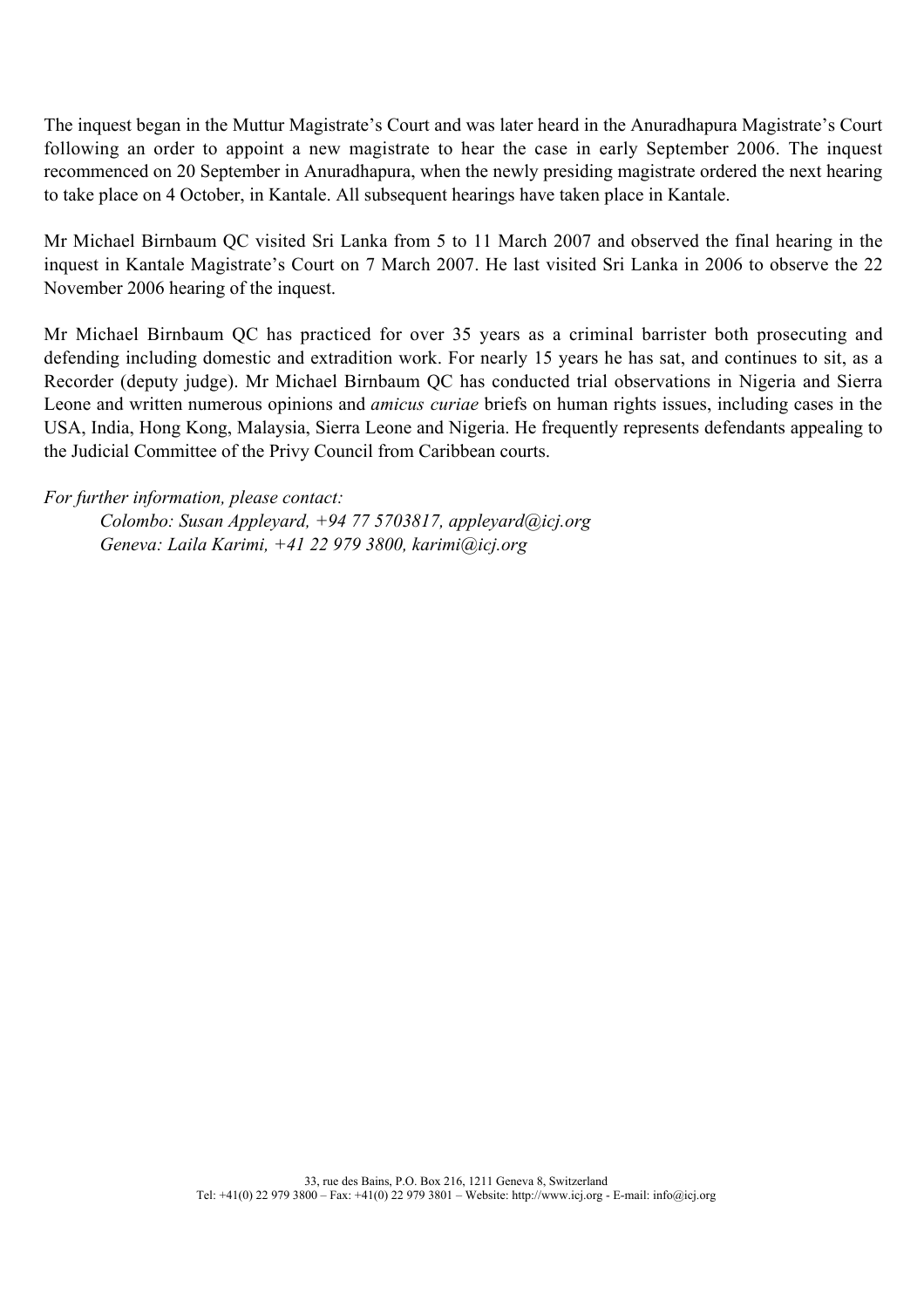The inquest began in the Muttur Magistrate's Court and was later heard in the Anuradhapura Magistrate's Court following an order to appoint a new magistrate to hear the case in early September 2006. The inquest recommenced on 20 September in Anuradhapura, when the newly presiding magistrate ordered the next hearing to take place on 4 October, in Kantale. All subsequent hearings have taken place in Kantale.

Mr Michael Birnbaum QC visited Sri Lanka from 5 to 11 March 2007 and observed the final hearing in the inquest in Kantale Magistrate's Court on 7 March 2007. He last visited Sri Lanka in 2006 to observe the 22 November 2006 hearing of the inquest.

Mr Michael Birnbaum QC has practiced for over 35 years as a criminal barrister both prosecuting and defending including domestic and extradition work. For nearly 15 years he has sat, and continues to sit, as a Recorder (deputy judge). Mr Michael Birnbaum QC has conducted trial observations in Nigeria and Sierra Leone and written numerous opinions and *amicus curiae* briefs on human rights issues, including cases in the USA, India, Hong Kong, Malaysia, Sierra Leone and Nigeria. He frequently represents defendants appealing to the Judicial Committee of the Privy Council from Caribbean courts.

*For further information, please contact:*

*Colombo: Susan Appleyard, +94 77 5703817, appleyard@icj.org*
*Geneva: Laila Karimi, +41 22 979 3800, karimi@icj.org*